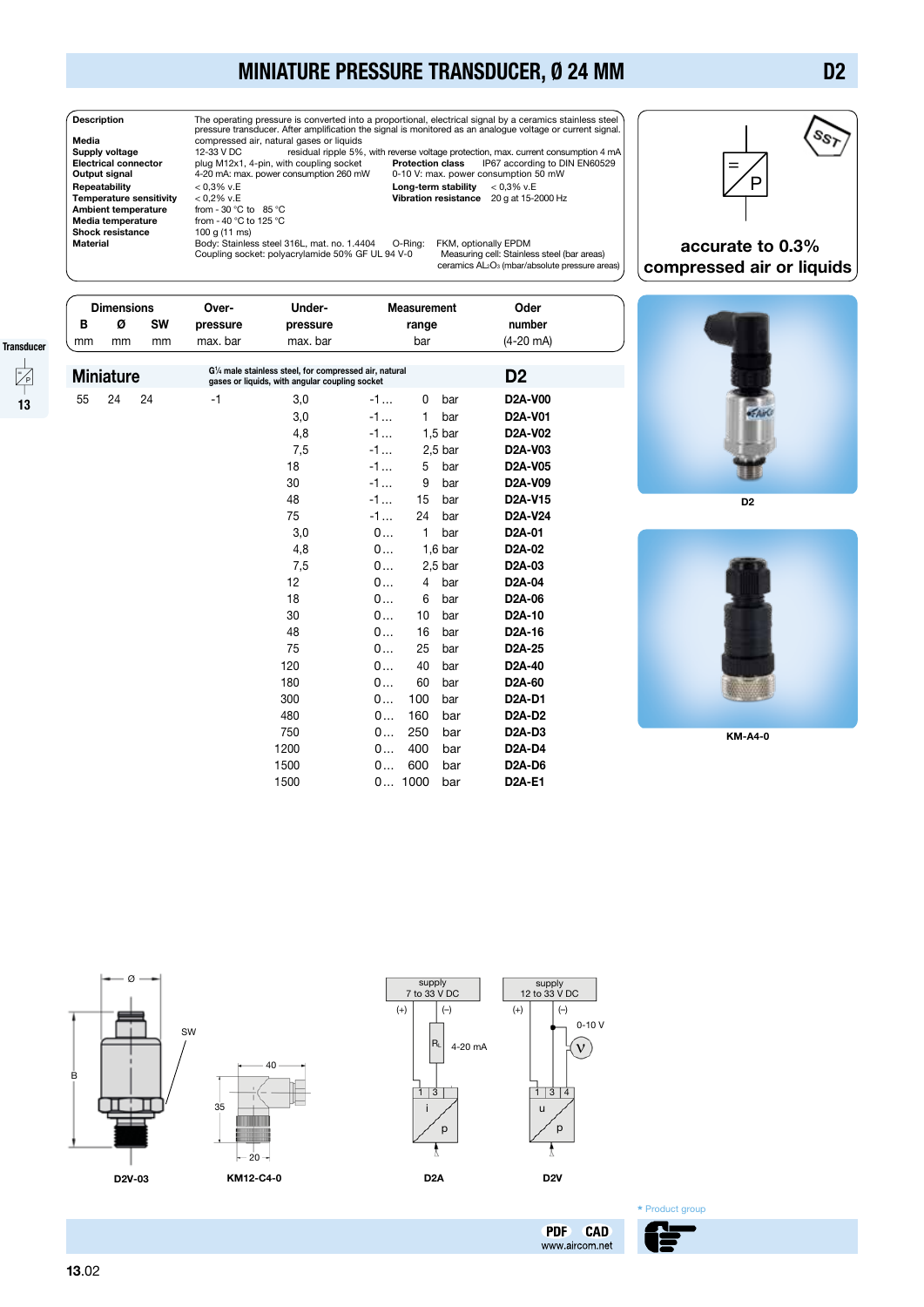# MINIATURE PRESSURE TRANSDUCER, Ø 24 MM

## D2

| | |
|---|---|
| **Description** | The operating pressure is converted into a proportional, electrical signal by a ceramics stainless steel pressure transducer. After amplification the signal is monitored as an analogue voltage or current signal. |
| **Media** | compressed air, natural gases or liquids |
| **Supply voltage** | 12-33 V DC residual ripple 5%, with reverse voltage protection, max. current consumption 4 mA |
| **Electrical connector** | plug M12x1, 4-pin, with coupling socket |
| **Protection class** | IP67 according to DIN EN60529 |
| **Output signal** | 4-20 mA: max. power consumption 260 mW; 0-10 V: max. power consumption 50 mW |
| **Repeatability** | < 0,3% v.E |
| **Long-term stability** | < 0,3% v.E |
| **Temperature sensitivity** | < 0,2% v.E |
| **Vibration resistance** | 20 g at 15-2000 Hz |
| **Ambient temperature** | from - 30 °C to 85 °C |
| **Media temperature** | from - 40 °C to 125 °C |
| **Shock resistance** | 100 g (11 ms) |
| **Material** | Body: Stainless steel 316L, mat. no. 1.4404; O-Ring: FKM, optionally EPDM; Coupling socket: polyacrylamide 50% GF UL 94 V-0; Measuring cell: Stainless steel (bar areas), ceramics $AL_2O_3$ (mbar/absolute pressure areas) |

accurate to 0.3%
compressed air or liquids

### Miniature

G¼ male stainless steel, for compressed air, natural gases or liquids, with angular coupling socket

| Dimensions B mm | Dimensions Ø mm | Dimensions SW mm | Over-pressure max. bar | Under-pressure max. bar | Measurement range bar | Oder number (4-20 mA) |
|---|---|---|---|---|---|---|
| 55 | 24 | 24 | -1 | 3,0 | -1 … 0 bar | D2A-V00 |
| | | | | 3,0 | -1 … 1 bar | D2A-V01 |
| | | | | 4,8 | -1 … 1,5 bar | D2A-V02 |
| | | | | 7,5 | -1 … 2,5 bar | D2A-V03 |
| | | | | 18 | -1 … 5 bar | D2A-V05 |
| | | | | 30 | -1 … 9 bar | D2A-V09 |
| | | | | 48 | -1 … 15 bar | D2A-V15 |
| | | | | 75 | -1 … 24 bar | D2A-V24 |
| | | | | 3,0 | 0 … 1 bar | D2A-01 |
| | | | | 4,8 | 0 … 1,6 bar | D2A-02 |
| | | | | 7,5 | 0 … 2,5 bar | D2A-03 |
| | | | | 12 | 0 … 4 bar | D2A-04 |
| | | | | 18 | 0 … 6 bar | D2A-06 |
| | | | | 30 | 0 … 10 bar | D2A-10 |
| | | | | 48 | 0 … 16 bar | D2A-16 |
| | | | | 75 | 0 … 25 bar | D2A-25 |
| | | | | 120 | 0 … 40 bar | D2A-40 |
| | | | | 180 | 0 … 60 bar | D2A-60 |
| | | | | 300 | 0 … 100 bar | D2A-D1 |
| | | | | 480 | 0 … 160 bar | D2A-D2 |
| | | | | 750 | 0 … 250 bar | D2A-D3 |
| | | | | 1200 | 0 … 400 bar | D2A-D4 |
| | | | | 1500 | 0 … 600 bar | D2A-D6 |
| | | | | 1500 | 0 … 1000 bar | D2A-E1 |

D2

KM-A4-0

D2V-03

KM12-C4-0

D2A

D2V

* Product group

PDF CAD
www.aircom.net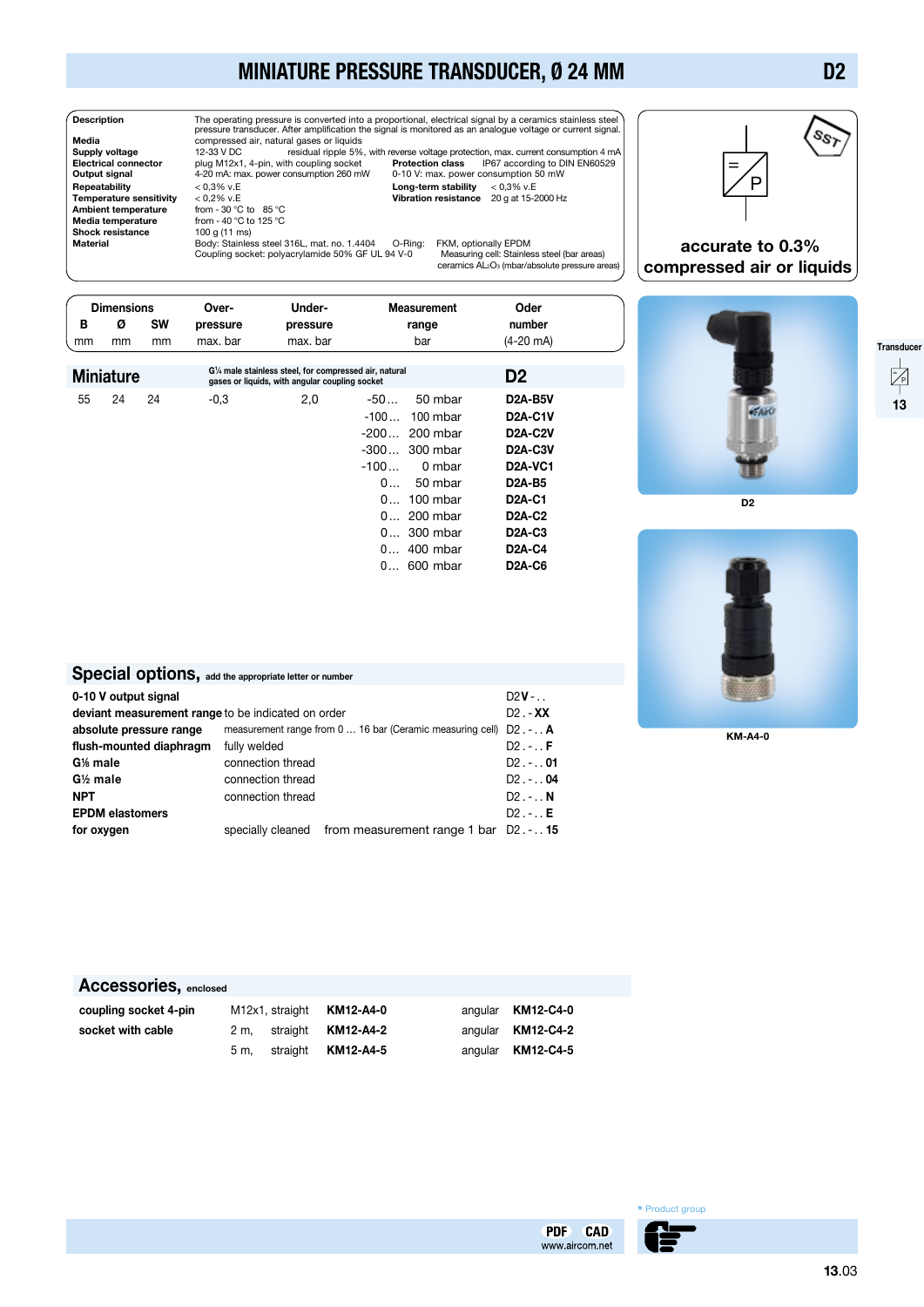# MINIATURE PRESSURE TRANSDUCER, Ø 24 MM

## D2

| | |
|---|---|
| **Description** | The operating pressure is converted into a proportional, electrical signal by a ceramics stainless steel pressure transducer. After amplification the signal is monitored as an analogue voltage or current signal. |
| **Media** | compressed air, natural gases or liquids |
| **Supply voltage** | 12-33 V DC residual ripple 5%, with reverse voltage protection, max. current consumption 4 mA |
| **Electrical connector** | plug M12x1, 4-pin, with coupling socket — **Protection class** IP67 according to DIN EN60529 |
| **Output signal** | 4-20 mA: max. power consumption 260 mW — 0-10 V: max. power consumption 50 mW |
| **Repeatability** | < 0,3% v.E — **Long-term stability** < 0,3% v.E |
| **Temperature sensitivity** | < 0,2% v.E — **Vibration resistance** 20 g at 15-2000 Hz |
| **Ambient temperature** | from - 30 °C to 85 °C |
| **Media temperature** | from - 40 °C to 125 °C |
| **Shock resistance** | 100 g (11 ms) |
| **Material** | Body: Stainless steel 316L, mat. no. 1.4404 — O-Ring: FKM, optionally EPDM; Coupling socket: polyacrylamide 50% GF UL 94 V-0 — Measuring cell: Stainless steel (bar areas), ceramics $AL_2O_3$ (mbar/absolute pressure areas) |

SST

accurate to 0.3%
compressed air or liquids

## Miniature

G¼ male stainless steel, for compressed air, natural gases or liquids, with angular coupling socket

| Dimensions B mm | Ø mm | SW mm | Over-pressure max. bar | Under-pressure max. bar | Measurement range bar | Oder number (4-20 mA) D2 |
|---|---|---|---|---|---|---|
| 55 | 24 | 24 | -0,3 | 2,0 | -50 ... 50 mbar | **D2A-B5V** |
| | | | | | -100 ... 100 mbar | **D2A-C1V** |
| | | | | | -200 ... 200 mbar | **D2A-C2V** |
| | | | | | -300 ... 300 mbar | **D2A-C3V** |
| | | | | | -100 ... 0 mbar | **D2A-VC1** |
| | | | | | 0 ... 50 mbar | **D2A-B5** |
| | | | | | 0 ... 100 mbar | **D2A-C1** |
| | | | | | 0 ... 200 mbar | **D2A-C2** |
| | | | | | 0 ... 300 mbar | **D2A-C3** |
| | | | | | 0 ... 400 mbar | **D2A-C4** |
| | | | | | 0 ... 600 mbar | **D2A-C6** |

D2

KM-A4-0

## Special options, add the appropriate letter or number

| | | |
|---|---|---|
| **0-10 V output signal** | | D2**V**-.. |
| **deviant measurement range** | to be indicated on order | D2.-**XX** |
| **absolute pressure range** | measurement range from 0 ... 16 bar (Ceramic measuring cell) | D2.-..**A** |
| **flush-mounted diaphragm** | fully welded | D2.-..**F** |
| **G⅛ male** | connection thread | D2.-..**01** |
| **G½ male** | connection thread | D2.-..**04** |
| **NPT** | connection thread | D2.-..**N** |
| **EPDM elastomers** | | D2.-..**E** |
| **for oxygen** | specially cleaned from measurement range 1 bar | D2.-..**15** |

## Accessories, enclosed

| | | | | |
|---|---|---|---|---|
| **coupling socket 4-pin** | M12x1, straight | **KM12-A4-0** | angular | **KM12-C4-0** |
| **socket with cable** | 2 m, straight | **KM12-A4-2** | angular | **KM12-C4-2** |
| | 5 m, straight | **KM12-A4-5** | angular | **KM12-C4-5** |